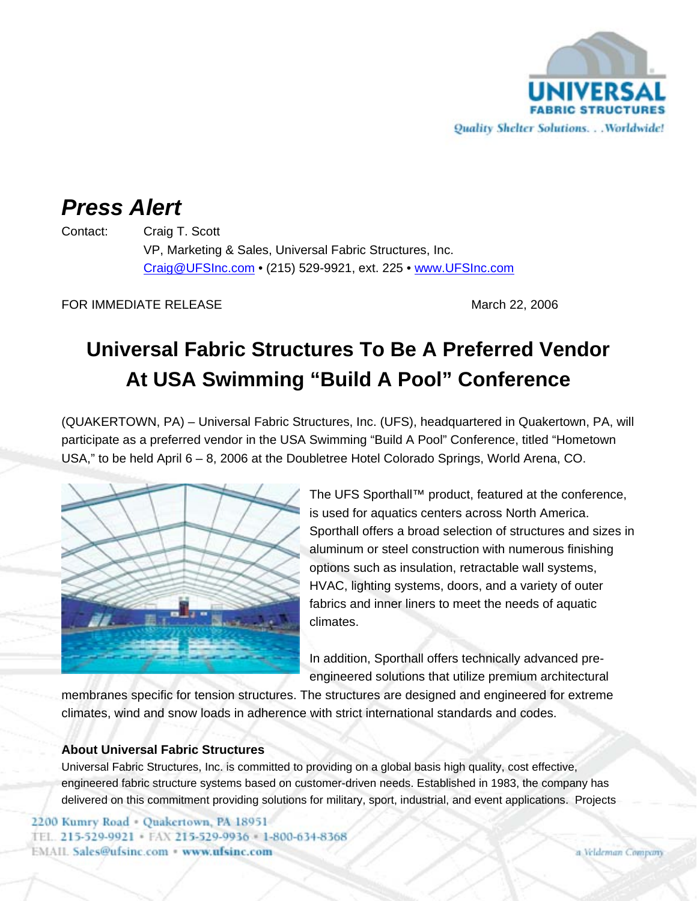# Press Alert

Contact: Craig T. Scott
VP, Marketing & Sales, Universal Fabric Structures, Inc.
Craig@UFSInc.com • (215) 529-9921, ext. 225 • www.UFSInc.com

FOR IMMEDIATE RELEASE March 22, 2006

## Universal Fabric Structures To Be A Preferred Vendor At USA Swimming "Build A Pool" Conference

(QUAKERTOWN, PA) – Universal Fabric Structures, Inc. (UFS), headquartered in Quakertown, PA, will participate as a preferred vendor in the USA Swimming "Build A Pool" Conference, titled "Hometown USA," to be held April 6 – 8, 2006 at the Doubletree Hotel Colorado Springs, World Arena, CO.

The UFS Sporthall™ product, featured at the conference, is used for aquatics centers across North America. Sporthall offers a broad selection of structures and sizes in aluminum or steel construction with numerous finishing options such as insulation, retractable wall systems, HVAC, lighting systems, doors, and a variety of outer fabrics and inner liners to meet the needs of aquatic climates.

In addition, Sporthall offers technically advanced pre-engineered solutions that utilize premium architectural membranes specific for tension structures. The structures are designed and engineered for extreme climates, wind and snow loads in adherence with strict international standards and codes.

### About Universal Fabric Structures

Universal Fabric Structures, Inc. is committed to providing on a global basis high quality, cost effective, engineered fabric structure systems based on customer-driven needs. Established in 1983, the company has delivered on this commitment providing solutions for military, sport, industrial, and event applications. Projects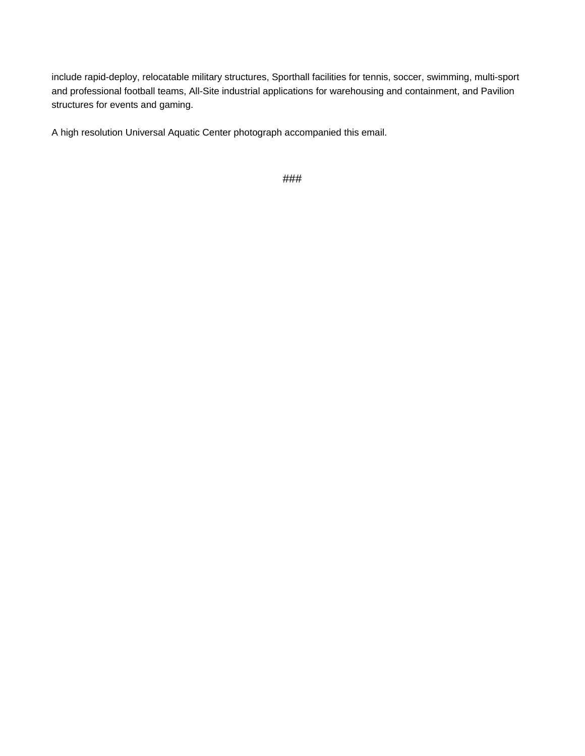include rapid-deploy, relocatable military structures, Sporthall facilities for tennis, soccer, swimming, multi-sport and professional football teams, All-Site industrial applications for warehousing and containment, and Pavilion structures for events and gaming.

A high resolution Universal Aquatic Center photograph accompanied this email.

###